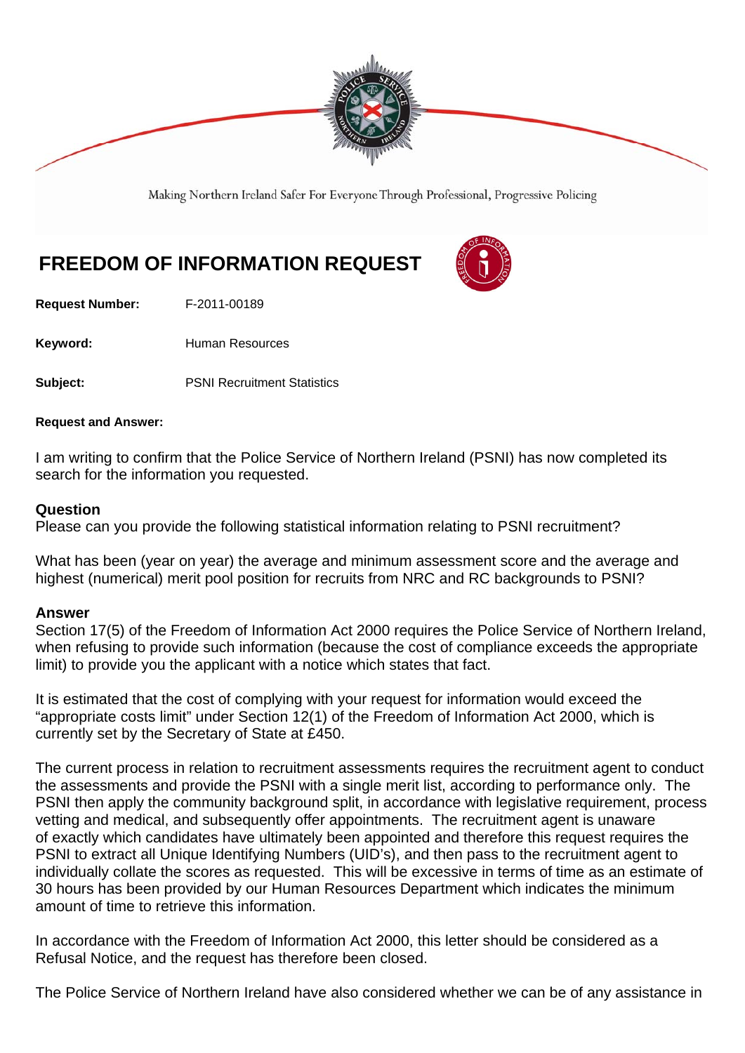Making Northern Ireland Safer For Everyone Through Professional, Progressive Policing

# FREEDOM OF INFORMATION REQUEST

**Request Number:** F-2011-00189

**Keyword:** Human Resources

**Subject:** PSNI Recruitment Statistics

**Request and Answer:**

I am writing to confirm that the Police Service of Northern Ireland (PSNI) has now completed its search for the information you requested.

## Question

Please can you provide the following statistical information relating to PSNI recruitment?

What has been (year on year) the average and minimum assessment score and the average and highest (numerical) merit pool position for recruits from NRC and RC backgrounds to PSNI?

## Answer

Section 17(5) of the Freedom of Information Act 2000 requires the Police Service of Northern Ireland, when refusing to provide such information (because the cost of compliance exceeds the appropriate limit) to provide you the applicant with a notice which states that fact.

It is estimated that the cost of complying with your request for information would exceed the "appropriate costs limit" under Section 12(1) of the Freedom of Information Act 2000, which is currently set by the Secretary of State at £450.

The current process in relation to recruitment assessments requires the recruitment agent to conduct the assessments and provide the PSNI with a single merit list, according to performance only. The PSNI then apply the community background split, in accordance with legislative requirement, process vetting and medical, and subsequently offer appointments. The recruitment agent is unaware of exactly which candidates have ultimately been appointed and therefore this request requires the PSNI to extract all Unique Identifying Numbers (UID's), and then pass to the recruitment agent to individually collate the scores as requested. This will be excessive in terms of time as an estimate of 30 hours has been provided by our Human Resources Department which indicates the minimum amount of time to retrieve this information.

In accordance with the Freedom of Information Act 2000, this letter should be considered as a Refusal Notice, and the request has therefore been closed.

The Police Service of Northern Ireland have also considered whether we can be of any assistance in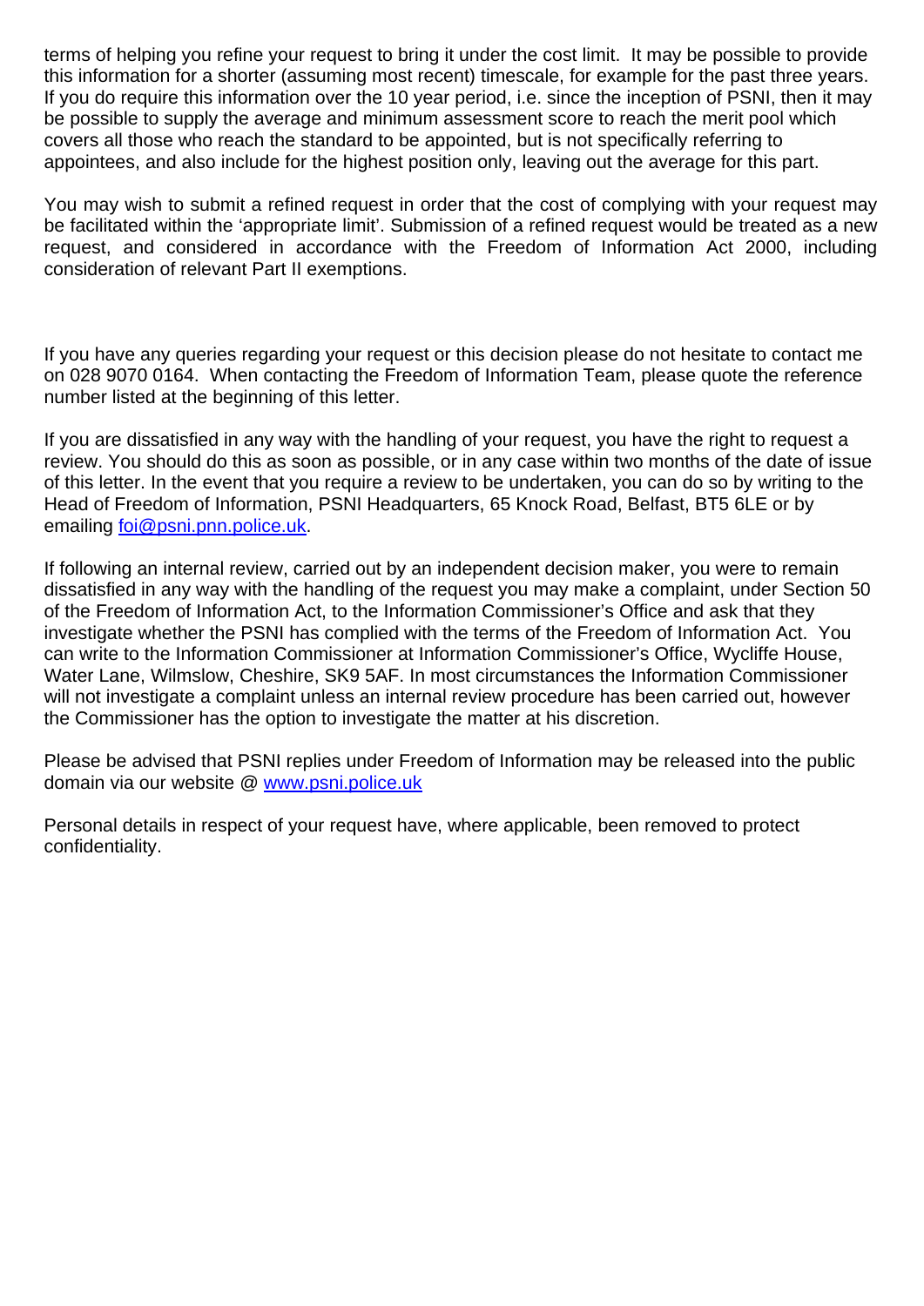terms of helping you refine your request to bring it under the cost limit. It may be possible to provide this information for a shorter (assuming most recent) timescale, for example for the past three years. If you do require this information over the 10 year period, i.e. since the inception of PSNI, then it may be possible to supply the average and minimum assessment score to reach the merit pool which covers all those who reach the standard to be appointed, but is not specifically referring to appointees, and also include for the highest position only, leaving out the average for this part.

You may wish to submit a refined request in order that the cost of complying with your request may be facilitated within the 'appropriate limit'. Submission of a refined request would be treated as a new request, and considered in accordance with the Freedom of Information Act 2000, including consideration of relevant Part II exemptions.

If you have any queries regarding your request or this decision please do not hesitate to contact me on 028 9070 0164. When contacting the Freedom of Information Team, please quote the reference number listed at the beginning of this letter.

If you are dissatisfied in any way with the handling of your request, you have the right to request a review. You should do this as soon as possible, or in any case within two months of the date of issue of this letter. In the event that you require a review to be undertaken, you can do so by writing to the Head of Freedom of Information, PSNI Headquarters, 65 Knock Road, Belfast, BT5 6LE or by emailing [foi@psni.pnn.police.uk](mailto:foi@psni.pnn.police.uk).

If following an internal review, carried out by an independent decision maker, you were to remain dissatisfied in any way with the handling of the request you may make a complaint, under Section 50 of the Freedom of Information Act, to the Information Commissioner's Office and ask that they investigate whether the PSNI has complied with the terms of the Freedom of Information Act. You can write to the Information Commissioner at Information Commissioner's Office, Wycliffe House, Water Lane, Wilmslow, Cheshire, SK9 5AF. In most circumstances the Information Commissioner will not investigate a complaint unless an internal review procedure has been carried out, however the Commissioner has the option to investigate the matter at his discretion.

Please be advised that PSNI replies under Freedom of Information may be released into the public domain via our website @ [www.psni.police.uk](http://www.psni.police.uk)

Personal details in respect of your request have, where applicable, been removed to protect confidentiality.